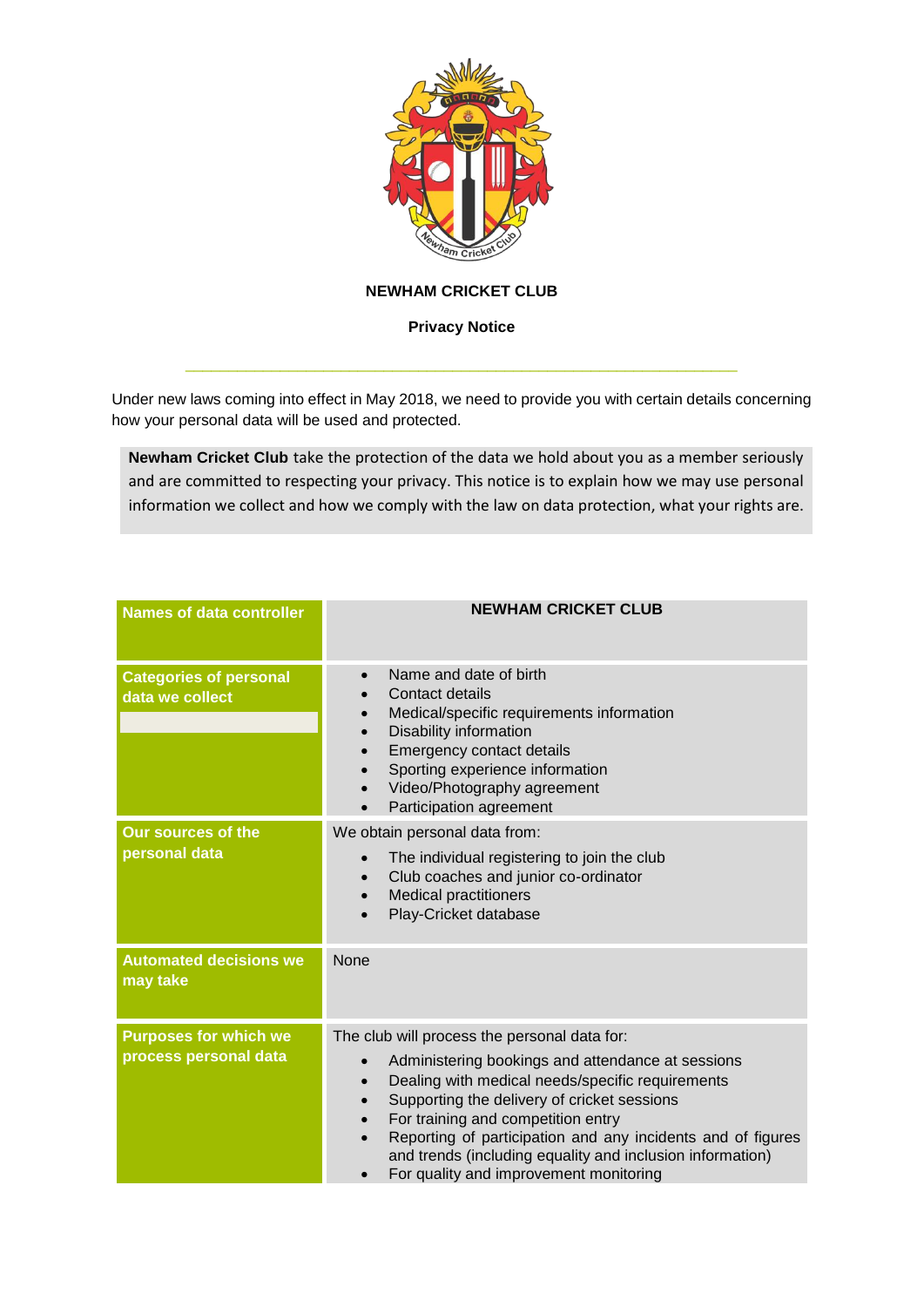# NEWHAM CRICKET CLUB

## Privacy Notice

---

Under new laws coming into effect in May 2018, we need to provide you with certain details concerning how your personal data will be used and protected.

**Newham Cricket Club** take the protection of the data we hold about you as a member seriously and are committed to respecting your privacy. This notice is to explain how we may use personal information we collect and how we comply with the law on data protection, what your rights are.

| **Names of data controller** | **NEWHAM CRICKET CLUB** |
|---|---|
| **Categories of personal data we collect** | • Name and date of birth<br>• Contact details<br>• Medical/specific requirements information<br>• Disability information<br>• Emergency contact details<br>• Sporting experience information<br>• Video/Photography agreement<br>• Participation agreement |
| **Our sources of the personal data** | We obtain personal data from:<br>• The individual registering to join the club<br>• Club coaches and junior co-ordinator<br>• Medical practitioners<br>• Play-Cricket database |
| **Automated decisions we may take** | None |
| **Purposes for which we process personal data** | The club will process the personal data for:<br>• Administering bookings and attendance at sessions<br>• Dealing with medical needs/specific requirements<br>• Supporting the delivery of cricket sessions<br>• For training and competition entry<br>• Reporting of participation and any incidents and of figures and trends (including equality and inclusion information)<br>• For quality and improvement monitoring |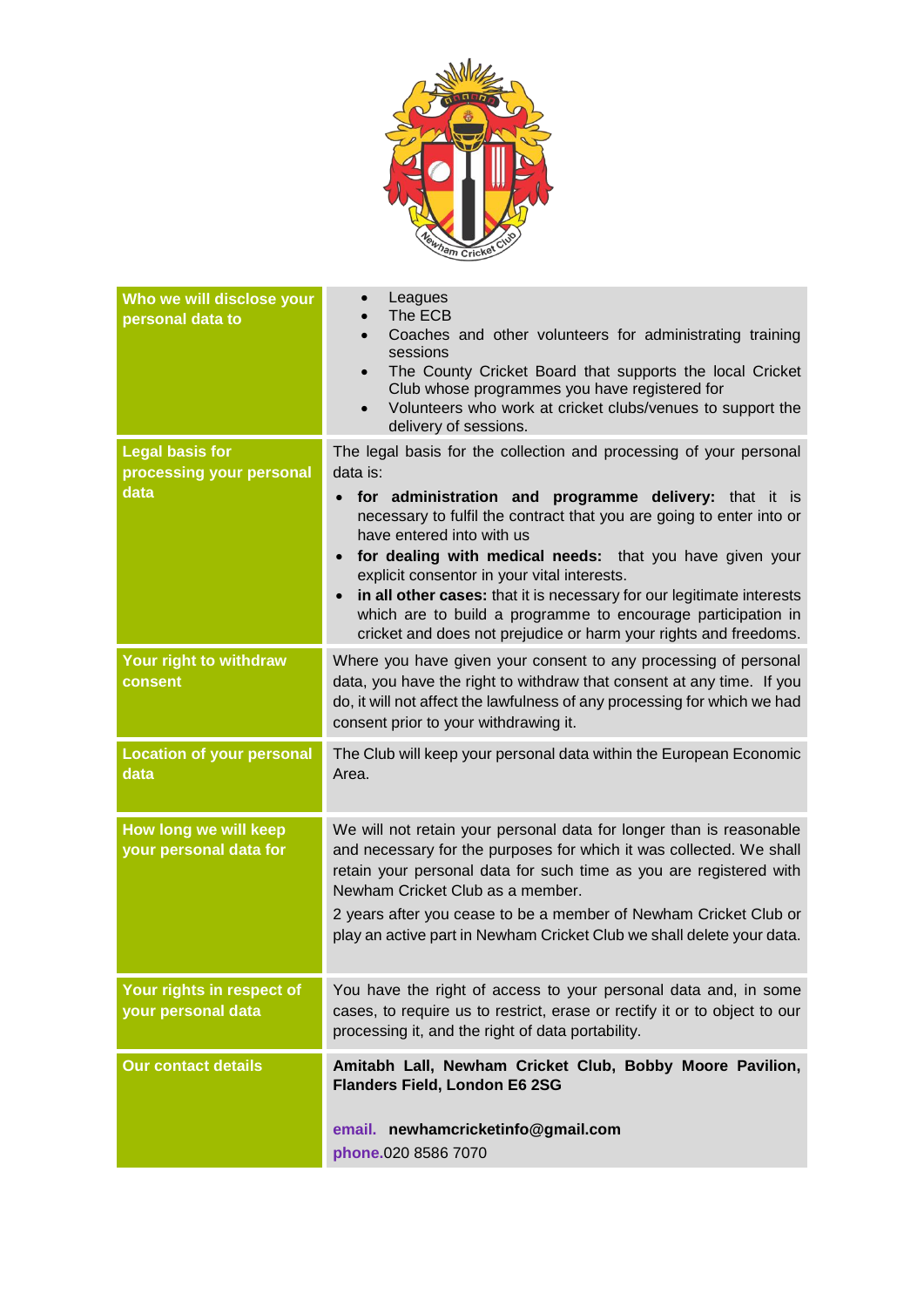| | |
|---|---|
| **Who we will disclose your personal data to** | • Leagues<br>• The ECB<br>• Coaches and other volunteers for administrating training sessions<br>• The County Cricket Board that supports the local Cricket Club whose programmes you have registered for<br>• Volunteers who work at cricket clubs/venues to support the delivery of sessions. |
| **Legal basis for processing your personal data** | The legal basis for the collection and processing of your personal data is:<br>• **for administration and programme delivery:** that it is necessary to fulfil the contract that you are going to enter into or have entered into with us<br>• **for dealing with medical needs:** that you have given your explicit consentor in your vital interests.<br>• **in all other cases:** that it is necessary for our legitimate interests which are to build a programme to encourage participation in cricket and does not prejudice or harm your rights and freedoms. |
| **Your right to withdraw consent** | Where you have given your consent to any processing of personal data, you have the right to withdraw that consent at any time. If you do, it will not affect the lawfulness of any processing for which we had consent prior to your withdrawing it. |
| **Location of your personal data** | The Club will keep your personal data within the European Economic Area. |
| **How long we will keep your personal data for** | We will not retain your personal data for longer than is reasonable and necessary for the purposes for which it was collected. We shall retain your personal data for such time as you are registered with Newham Cricket Club as a member.<br>2 years after you cease to be a member of Newham Cricket Club or play an active part in Newham Cricket Club we shall delete your data. |
| **Your rights in respect of your personal data** | You have the right of access to your personal data and, in some cases, to require us to restrict, erase or rectify it or to object to our processing it, and the right of data portability. |
| **Our contact details** | **Amitabh Lall, Newham Cricket Club, Bobby Moore Pavilion, Flanders Field, London E6 2SG**<br><br>**email. newhamcricketinfo@gmail.com**<br>**phone.** 020 8586 7070 |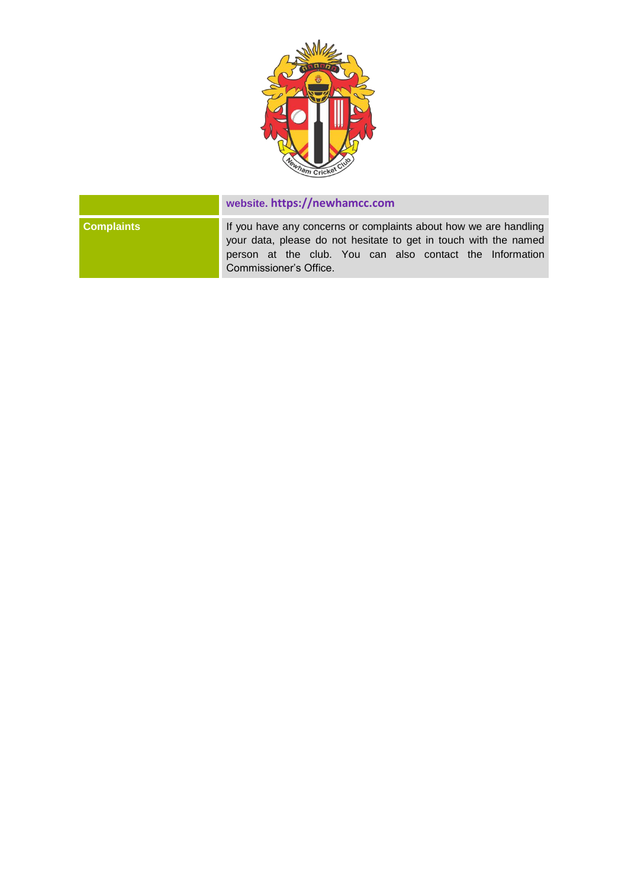| | |
|---|---|
| | website. https://newhamcc.com |
| **Complaints** | If you have any concerns or complaints about how we are handling your data, please do not hesitate to get in touch with the named person at the club. You can also contact the Information Commissioner's Office. |